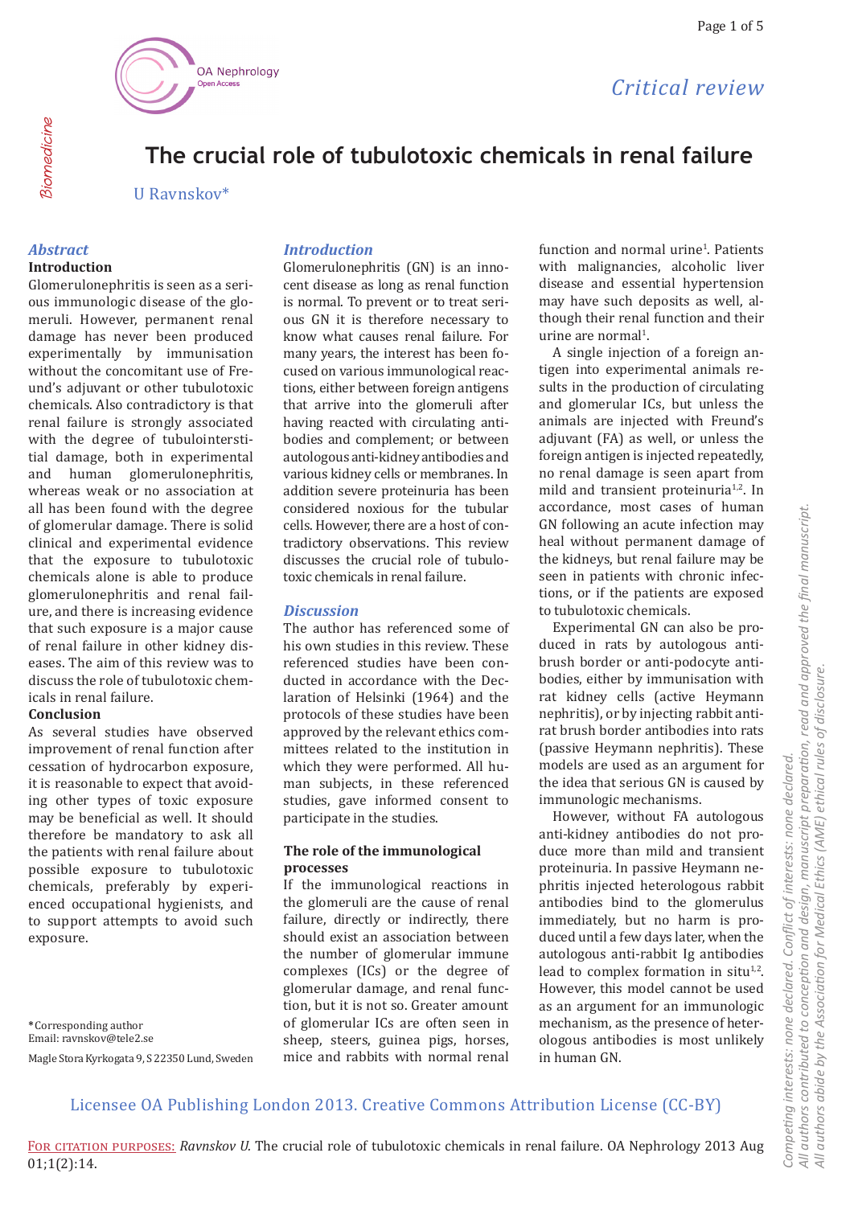*Critical review*

# The crucial role of tubulotoxic chemicals in renal failure

U Ravnskov*

## Abstract

**Introduction**

Glomerulonephritis is seen as a serious immunologic disease of the glomeruli. However, permanent renal damage has never been produced experimentally by immunisation without the concomitant use of Freund's adjuvant or other tubulotoxic chemicals. Also contradictory is that renal failure is strongly associated with the degree of tubulointerstitial damage, both in experimental and human glomerulonephritis, whereas weak or no association at all has been found with the degree of glomerular damage. There is solid clinical and experimental evidence that the exposure to tubulotoxic chemicals alone is able to produce glomerulonephritis and renal failure, and there is increasing evidence that such exposure is a major cause of renal failure in other kidney diseases. The aim of this review was to discuss the role of tubulotoxic chemicals in renal failure.

**Conclusion**

As several studies have observed improvement of renal function after cessation of hydrocarbon exposure, it is reasonable to expect that avoiding other types of toxic exposure may be beneficial as well. It should therefore be mandatory to ask all the patients with renal failure about possible exposure to tubulotoxic chemicals, preferably by experienced occupational hygienists, and to support attempts to avoid such exposure.

*Corresponding author
Email: ravnskov@tele2.se

Magle Stora Kyrkogata 9, S 22350 Lund, Sweden

## Introduction

Glomerulonephritis (GN) is an innocent disease as long as renal function is normal. To prevent or to treat serious GN it is therefore necessary to know what causes renal failure. For many years, the interest has been focused on various immunological reactions, either between foreign antigens that arrive into the glomeruli after having reacted with circulating antibodies and complement; or between autologous anti-kidney antibodies and various kidney cells or membranes. In addition severe proteinuria has been considered noxious for the tubular cells. However, there are a host of contradictory observations. This review discusses the crucial role of tubulotoxic chemicals in renal failure.

## Discussion

The author has referenced some of his own studies in this review. These referenced studies have been conducted in accordance with the Declaration of Helsinki (1964) and the protocols of these studies have been approved by the relevant ethics committees related to the institution in which they were performed. All human subjects, in these referenced studies, gave informed consent to participate in the studies.

### The role of the immunological processes

If the immunological reactions in the glomeruli are the cause of renal failure, directly or indirectly, there should exist an association between the number of glomerular immune complexes (ICs) or the degree of glomerular damage, and renal function, but it is not so. Greater amount of glomerular ICs are often seen in sheep, steers, guinea pigs, horses, mice and rabbits with normal renal function and normal urine[1]. Patients with malignancies, alcoholic liver disease and essential hypertension may have such deposits as well, although their renal function and their urine are normal[1].

A single injection of a foreign antigen into experimental animals results in the production of circulating and glomerular ICs, but unless the animals are injected with Freund's adjuvant (FA) as well, or unless the foreign antigen is injected repeatedly, no renal damage is seen apart from mild and transient proteinuria[1,2]. In accordance, most cases of human GN following an acute infection may heal without permanent damage of the kidneys, but renal failure may be seen in patients with chronic infections, or if the patients are exposed to tubulotoxic chemicals.

Experimental GN can also be produced in rats by autologous anti-brush border or anti-podocyte antibodies, either by immunisation with rat kidney cells (active Heymann nephritis), or by injecting rabbit anti-rat brush border antibodies into rats (passive Heymann nephritis). These models are used as an argument for the idea that serious GN is caused by immunologic mechanisms.

However, without FA autologous anti-kidney antibodies do not produce more than mild and transient proteinuria. In passive Heymann nephritis injected heterologous rabbit antibodies bind to the glomerulus immediately, but no harm is produced until a few days later, when the autologous anti-rabbit Ig antibodies lead to complex formation in situ[1,2]. However, this model cannot be used as an argument for an immunologic mechanism, as the presence of heterologous antibodies is most unlikely in human GN.

Licensee OA Publishing London 2013. Creative Commons Attribution License (CC-BY)

For citation purposes: *Ravnskov U.* The crucial role of tubulotoxic chemicals in renal failure. OA Nephrology 2013 Aug 01;1(2):14.

Competing interests: none declared. Conflict of interests: none declared.
All authors contributed to conception and design, manuscript preparation, read and approved the final manuscript.
All authors abide by the Association for Medical Ethics (AME) ethical rules of disclosure.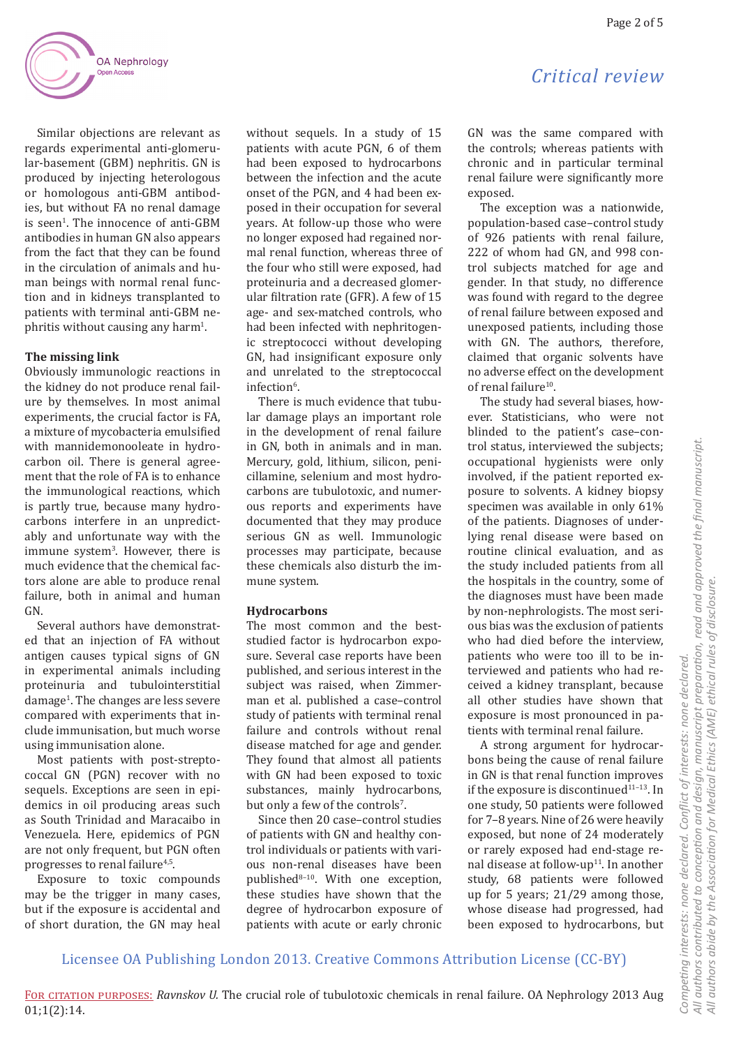Similar objections are relevant as regards experimental anti-glomerular-basement (GBM) nephritis. GN is produced by injecting heterologous or homologous anti-GBM antibodies, but without FA no renal damage is seen[1]. The innocence of anti-GBM antibodies in human GN also appears from the fact that they can be found in the circulation of animals and human beings with normal renal function and in kidneys transplanted to patients with terminal anti-GBM nephritis without causing any harm[1].

### The missing link

Obviously immunologic reactions in the kidney do not produce renal failure by themselves. In most animal experiments, the crucial factor is FA, a mixture of mycobacteria emulsified with mannidemonooleate in hydrocarbon oil. There is general agreement that the role of FA is to enhance the immunological reactions, which is partly true, because many hydrocarbons interfere in an unpredictably and unfortunate way with the immune system[3]. However, there is much evidence that the chemical factors alone are able to produce renal failure, both in animal and human GN.

Several authors have demonstrated that an injection of FA without antigen causes typical signs of GN in experimental animals including proteinuria and tubulointerstitial damage[1]. The changes are less severe compared with experiments that include immunisation, but much worse using immunisation alone.

Most patients with post-streptococcal GN (PGN) recover with no sequels. Exceptions are seen in epidemics in oil producing areas such as South Trinidad and Maracaibo in Venezuela. Here, epidemics of PGN are not only frequent, but PGN often progresses to renal failure[4,5].

Exposure to toxic compounds may be the trigger in many cases, but if the exposure is accidental and of short duration, the GN may heal without sequels. In a study of 15 patients with acute PGN, 6 of them had been exposed to hydrocarbons between the infection and the acute onset of the PGN, and 4 had been exposed in their occupation for several years. At follow-up those who were no longer exposed had regained normal renal function, whereas three of the four who still were exposed, had proteinuria and a decreased glomerular filtration rate (GFR). A few of 15 age- and sex-matched controls, who had been infected with nephritogenic streptococci without developing GN, had insignificant exposure only and unrelated to the streptococcal infection[6].

There is much evidence that tubular damage plays an important role in the development of renal failure in GN, both in animals and in man. Mercury, gold, lithium, silicon, penicillamine, selenium and most hydrocarbons are tubulotoxic, and numerous reports and experiments have documented that they may produce serious GN as well. Immunologic processes may participate, because these chemicals also disturb the immune system.

### Hydrocarbons

The most common and the best-studied factor is hydrocarbon exposure. Several case reports have been published, and serious interest in the subject was raised, when Zimmerman et al. published a case–control study of patients with terminal renal failure and controls without renal disease matched for age and gender. They found that almost all patients with GN had been exposed to toxic substances, mainly hydrocarbons, but only a few of the controls[7].

Since then 20 case–control studies of patients with GN and healthy control individuals or patients with various non-renal diseases have been published[8–10]. With one exception, these studies have shown that the degree of hydrocarbon exposure of patients with acute or early chronic GN was the same compared with the controls; whereas patients with chronic and in particular terminal renal failure were significantly more exposed.

The exception was a nationwide, population-based case–control study of 926 patients with renal failure, 222 of whom had GN, and 998 control subjects matched for age and gender. In that study, no difference was found with regard to the degree of renal failure between exposed and unexposed patients, including those with GN. The authors, therefore, claimed that organic solvents have no adverse effect on the development of renal failure[10].

The study had several biases, however. Statisticians, who were not blinded to the patient's case–control status, interviewed the subjects; occupational hygienists were only involved, if the patient reported exposure to solvents. A kidney biopsy specimen was available in only 61% of the patients. Diagnoses of underlying renal disease were based on routine clinical evaluation, and as the study included patients from all the hospitals in the country, some of the diagnoses must have been made by non-nephrologists. The most serious bias was the exclusion of patients who had died before the interview, patients who were too ill to be interviewed and patients who had received a kidney transplant, because all other studies have shown that exposure is most pronounced in patients with terminal renal failure.

A strong argument for hydrocarbons being the cause of renal failure in GN is that renal function improves if the exposure is discontinued[11–13]. In one study, 50 patients were followed for 7–8 years. Nine of 26 were heavily exposed, but none of 24 moderately or rarely exposed had end-stage renal disease at follow-up[11]. In another study, 68 patients were followed up for 5 years; 21/29 among those, whose disease had progressed, had been exposed to hydrocarbons, but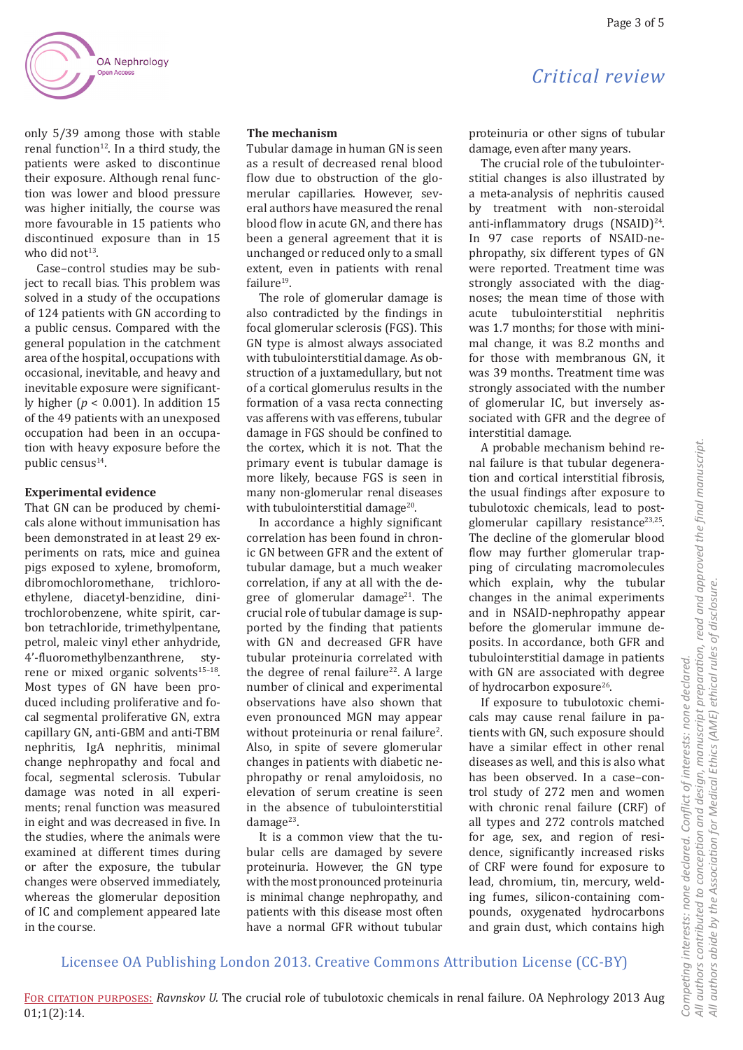only 5/39 among those with stable renal function[12]. In a third study, the patients were asked to discontinue their exposure. Although renal function was lower and blood pressure was higher initially, the course was more favourable in 15 patients who discontinued exposure than in 15 who did not[13].

Case–control studies may be subject to recall bias. This problem was solved in a study of the occupations of 124 patients with GN according to a public census. Compared with the general population in the catchment area of the hospital, occupations with occasional, inevitable, and heavy and inevitable exposure were significantly higher ($p < 0.001$). In addition 15 of the 49 patients with an unexposed occupation had been in an occupation with heavy exposure before the public census[14].

### Experimental evidence

That GN can be produced by chemicals alone without immunisation has been demonstrated in at least 29 experiments on rats, mice and guinea pigs exposed to xylene, bromoform, dibromochloromethane, trichloroethylene, diacetyl-benzidine, dinitrochlorobenzene, white spirit, carbon tetrachloride, trimethylpentane, petrol, maleic vinyl ether anhydride, 4'-fluoromethylbenzanthrene, styrene or mixed organic solvents[15–18]. Most types of GN have been produced including proliferative and focal segmental proliferative GN, extra capillary GN, anti-GBM and anti-TBM nephritis, IgA nephritis, minimal change nephropathy and focal and focal, segmental sclerosis. Tubular damage was noted in all experiments; renal function was measured in eight and was decreased in five. In the studies, where the animals were examined at different times during or after the exposure, the tubular changes were observed immediately, whereas the glomerular deposition of IC and complement appeared late in the course.

### The mechanism

Tubular damage in human GN is seen as a result of decreased renal blood flow due to obstruction of the glomerular capillaries. However, several authors have measured the renal blood flow in acute GN, and there has been a general agreement that it is unchanged or reduced only to a small extent, even in patients with renal failure[19].

The role of glomerular damage is also contradicted by the findings in focal glomerular sclerosis (FGS). This GN type is almost always associated with tubulointerstitial damage. As obstruction of a juxtamedullary, but not of a cortical glomerulus results in the formation of a vasa recta connecting vas afferens with vas efferens, tubular damage in FGS should be confined to the cortex, which it is not. That the primary event is tubular damage is more likely, because FGS is seen in many non-glomerular renal diseases with tubulointerstitial damage[20].

In accordance a highly significant correlation has been found in chronic GN between GFR and the extent of tubular damage, but a much weaker correlation, if any at all with the degree of glomerular damage[21]. The crucial role of tubular damage is supported by the finding that patients with GN and decreased GFR have tubular proteinuria correlated with the degree of renal failure[22]. A large number of clinical and experimental observations have also shown that even pronounced MGN may appear without proteinuria or renal failure[2]. Also, in spite of severe glomerular changes in patients with diabetic nephropathy or renal amyloidosis, no elevation of serum creatine is seen in the absence of tubulointerstitial damage[23].

It is a common view that the tubular cells are damaged by severe proteinuria. However, the GN type with the most pronounced proteinuria is minimal change nephropathy, and patients with this disease most often have a normal GFR without tubular proteinuria or other signs of tubular damage, even after many years.

The crucial role of the tubulointerstitial changes is also illustrated by a meta-analysis of nephritis caused by treatment with non-steroidal anti-inflammatory drugs (NSAID)[24]. In 97 case reports of NSAID-nephropathy, six different types of GN were reported. Treatment time was strongly associated with the diagnoses; the mean time of those with acute tubulointerstitial nephritis was 1.7 months; for those with minimal change, it was 8.2 months and for those with membranous GN, it was 39 months. Treatment time was strongly associated with the number of glomerular IC, but inversely associated with GFR and the degree of interstitial damage.

A probable mechanism behind renal failure is that tubular degeneration and cortical interstitial fibrosis, the usual findings after exposure to tubulotoxic chemicals, lead to postglomerular capillary resistance[23,25]. The decline of the glomerular blood flow may further glomerular trapping of circulating macromolecules which explain, why the tubular changes in the animal experiments and in NSAID-nephropathy appear before the glomerular immune deposits. In accordance, both GFR and tubulointerstitial damage in patients with GN are associated with degree of hydrocarbon exposure[26].

If exposure to tubulotoxic chemicals may cause renal failure in patients with GN, such exposure should have a similar effect in other renal diseases as well, and this is also what has been observed. In a case–control study of 272 men and women with chronic renal failure (CRF) of all types and 272 controls matched for age, sex, and region of residence, significantly increased risks of CRF were found for exposure to lead, chromium, tin, mercury, welding fumes, silicon-containing compounds, oxygenated hydrocarbons and grain dust, which contains high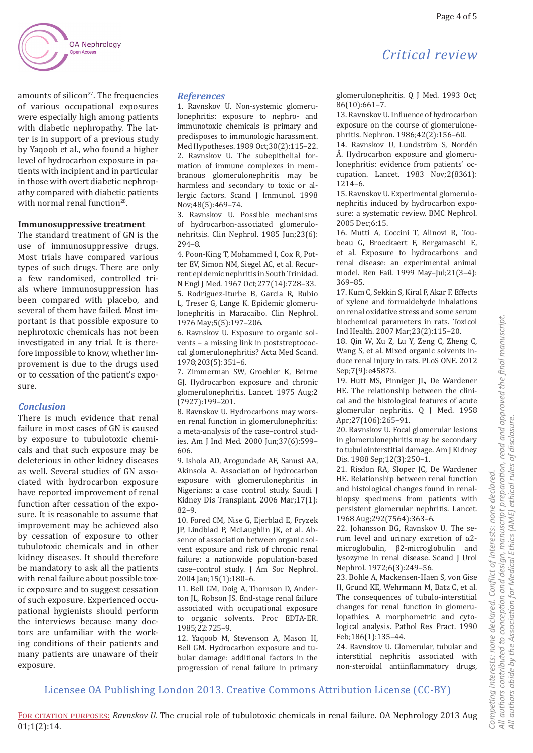amounts of silicon[27]. The frequencies of various occupational exposures were especially high among patients with diabetic nephropathy. The latter is in support of a previous study by Yaqoob et al., who found a higher level of hydrocarbon exposure in patients with incipient and in particular in those with overt diabetic nephropathy compared with diabetic patients with normal renal function[28].

**Immunosuppressive treatment**

The standard treatment of GN is the use of immunosuppressive drugs. Most trials have compared various types of such drugs. There are only a few randomised, controlled trials where immunosuppression has been compared with placebo, and several of them have failed. Most important is that possible exposure to nephrotoxic chemicals has not been investigated in any trial. It is therefore impossible to know, whether improvement is due to the drugs used or to cessation of the patient's exposure.

## Conclusion

There is much evidence that renal failure in most cases of GN is caused by exposure to tubulotoxic chemicals and that such exposure may be deleterious in other kidney diseases as well. Several studies of GN associated with hydrocarbon exposure have reported improvement of renal function after cessation of the exposure. It is reasonable to assume that improvement may be achieved also by cessation of exposure to other tubulotoxic chemicals and in other kidney diseases. It should therefore be mandatory to ask all the patients with renal failure about possible toxic exposure and to suggest cessation of such exposure. Experienced occupational hygienists should perform the interviews because many doctors are unfamiliar with the working conditions of their patients and many patients are unaware of their exposure.

## References

1. Ravnskov U. Non-systemic glomerulonephritis: exposure to nephro- and immunotoxic chemicals is primary and predisposes to immunologic harassment. Med Hypotheses. 1989 Oct;30(2):115–22.
2. Ravnskov U. The subepithelial formation of immune complexes in membranous glomerulonephritis may be harmless and secondary to toxic or allergic factors. Scand J Immunol. 1998 Nov;48(5):469–74.
3. Ravnskov U. Possible mechanisms of hydrocarbon-associated glomerulonehritsis. Clin Nephrol. 1985 Jun;23(6):294–8.
4. Poon-King T, Mohammed I, Cox R, Potter EV, Simon NM, Siegel AC, et al. Recurrent epidemic nephritis in South Trinidad. N Engl J Med. 1967 Oct;277(14):728–33.
5. Rodriguez-Iturbe B, Garcia R, Rubio L, Treser G, Lange K. Epidemic glomerulonephritis in Maracaibo. Clin Nephrol. 1976 May;5(5):197–206.
6. Ravnskov U. Exposure to organic solvents – a missing link in poststreptococcal glomerulonephritis? Acta Med Scand. 1978;203(5):351–6.
7. Zimmerman SW, Groehler K, Beirne GJ. Hydrocarbon exposure and chronic glomerulonephritis. Lancet. 1975 Aug;2 (7927):199–201.
8. Ravnskov U. Hydrocarbons may worsen renal function in glomerulonephritis: a meta-analysis of the case–control studies. Am J Ind Med. 2000 Jun;37(6):599–606.
9. Ishola AD, Arogundade AF, Sanusi AA, Akinsola A. Association of hydrocarbon exposure with glomerulonephritis in Nigerians: a case control study. Saudi J Kidney Dis Transplant. 2006 Mar;17(1):82–9.
10. Fored CM, Nise G, Ejerblad E, Fryzek JP, Lindblad P, McLaughlin JK, et al. Absence of association between organic solvent exposure and risk of chronic renal failure: a nationwide population-based case–control study. J Am Soc Nephrol. 2004 Jan;15(1):180–6.
11. Bell GM, Doig A, Thomson D, Anderton JL, Robson JS. End-stage renal failure associated with occupational exposure to organic solvents. Proc EDTA-ER. 1985;22:725–9.
12. Yaqoob M, Stevenson A, Mason H, Bell GM. Hydrocarbon exposure and tubular damage: additional factors in the progression of renal failure in primary glomerulonephritis. Q J Med. 1993 Oct;86(10):661–7.
13. Ravnskov U. Influence of hydrocarbon exposure on the course of glomerulonephritis. Nephron. 1986;42(2):156–60.
14. Ravnskov U, Lundström S, Nordén Å. Hydrocarbon exposure and glomerulonephritis: evidence from patients' occupation. Lancet. 1983 Nov;2(8361):1214–6.
15. Ravnskov U. Experimental glomerulonephritis induced by hydrocarbon exposure: a systematic review. BMC Nephrol. 2005 Dec;6:15.
16. Mutti A, Coccini T, Alinovi R, Toubeau G, Broeckaert F, Bergamaschi E, et al. Exposure to hydrocarbons and renal disease: an experimental animal model. Ren Fail. 1999 May–Jul;21(3–4):369–85.
17. Kum C, Sekkin S, Kiral F, Akar F. Effects of xylene and formaldehyde inhalations on renal oxidative stress and some serum biochemical parameters in rats. Toxicol Ind Health. 2007 Mar;23(2):115–20.
18. Qin W, Xu Z, Lu Y, Zeng C, Zheng C, Wang S, et al. Mixed organic solvents induce renal injury in rats. PLoS ONE. 2012 Sep;7(9):e45873.
19. Hutt MS, Pinniger JL, De Wardener HE. The relationship between the clinical and the histological features of acute glomerular nephritis. Q J Med. 1958 Apr;27(106):265–91.
20. Ravnskov U. Focal glomerular lesions in glomerulonephritis may be secondary to tubulointerstitial damage. Am J Kidney Dis. 1988 Sep;12(3):250–1.
21. Risdon RA, Sloper JC, De Wardener HE. Relationship between renal function and histological changes found in renal-biopsy specimens from patients with persistent glomerular nephritis. Lancet. 1968 Aug;292(7564):363–6.
22. Johansson BG, Ravnskov U. The serum level and urinary excretion of α2-microglobulin, β2-microglobulin and lysozyme in renal disease. Scand J Urol Nephrol. 1972;6(3):249–56.
23. Bohle A, Mackensen-Haen S, von Gise H, Grund KE, Wehrmann M, Batz C, et al. The consequences of tubulo-interstitial changes for renal function in glomerulopathies. A morphometric and cytological analysis. Pathol Res Pract. 1990 Feb;186(1):135–44.
24. Ravnskov U. Glomerular, tubular and interstitial nephritis associated with non-steroidal antiinflammatory drugs,

Competing interests: none declared. Conflict of interests: none declared.
All authors contributed to conception and design, manuscript preparation, read and approved the final manuscript.
All authors abide by the Association for Medical Ethics (AME) ethical rules of disclosure.

Licensee OA Publishing London 2013. Creative Commons Attribution License (CC-BY)

For citation purposes: *Ravnskov U.* The crucial role of tubulotoxic chemicals in renal failure. OA Nephrology 2013 Aug 01;1(2):14.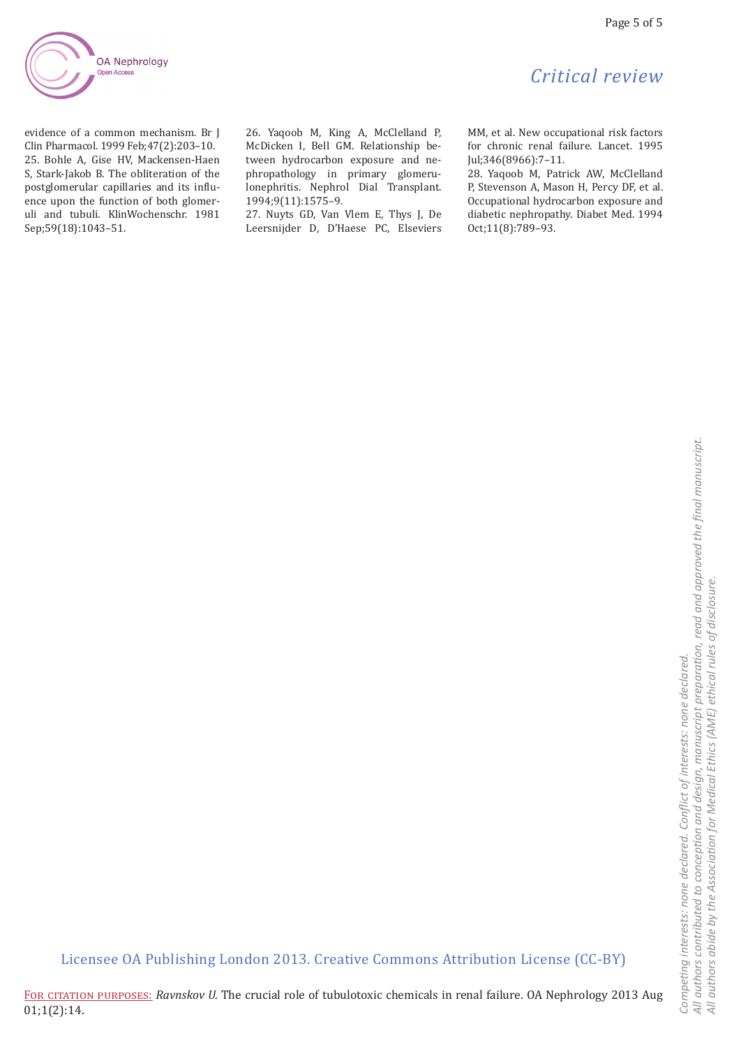evidence of a common mechanism. Br J Clin Pharmacol. 1999 Feb;47(2):203–10.

25. Bohle A, Gise HV, Mackensen-Haen S, Stark-Jakob B. The obliteration of the postglomerular capillaries and its influence upon the function of both glomeruli and tubuli. KlinWochenschr. 1981 Sep;59(18):1043–51.

26. Yaqoob M, King A, McClelland P, McDicken I, Bell GM. Relationship between hydrocarbon exposure and nephropathology in primary glomerulonephritis. Nephrol Dial Transplant. 1994;9(11):1575–9.

27. Nuyts GD, Van Vlem E, Thys J, De Leersnijder D, D'Haese PC, Elseviers MM, et al. New occupational risk factors for chronic renal failure. Lancet. 1995 Jul;346(8966):7–11.

28. Yaqoob M, Patrick AW, McClelland P, Stevenson A, Mason H, Percy DF, et al. Occupational hydrocarbon exposure and diabetic nephropathy. Diabet Med. 1994 Oct;11(8):789–93.

Competing interests: none declared. Conflict of interests: none declared.
All authors contributed to conception and design, manuscript preparation, read and approved the final manuscript.
All authors abide by the Association for Medical Ethics (AME) ethical rules of disclosure.

Licensee OA Publishing London 2013. Creative Commons Attribution License (CC-BY)

FOR CITATION PURPOSES: *Ravnskov U.* The crucial role of tubulotoxic chemicals in renal failure. OA Nephrology 2013 Aug 01;1(2):14.